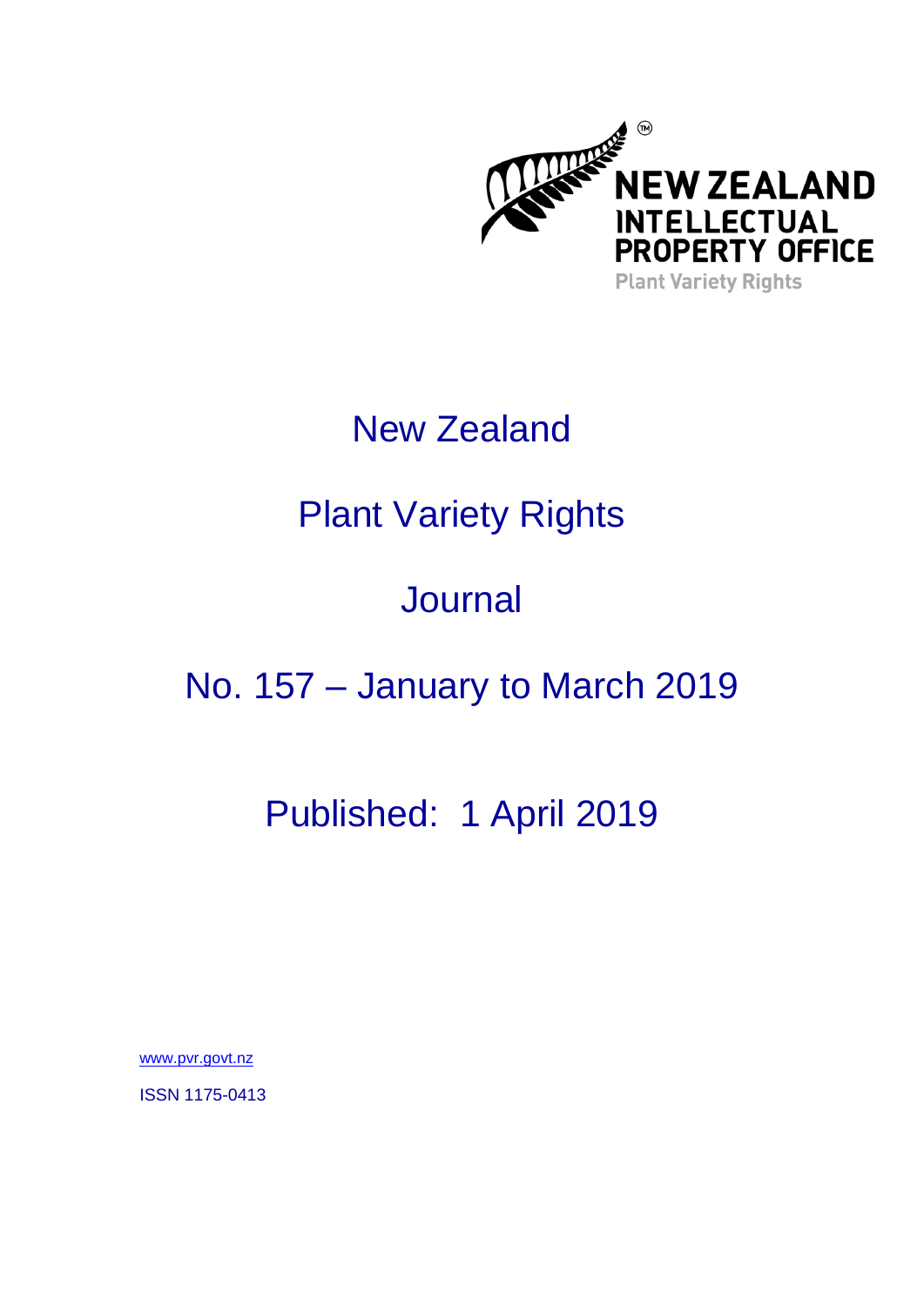NEW ZEALAND INTELLECTUAL PROPERTY OFFICE

Plant Variety Rights

# New Zealand

# Plant Variety Rights

# Journal

# No. 157 – January to March 2019

## Published: 1 April 2019

www.pvr.govt.nz

ISSN 1175-0413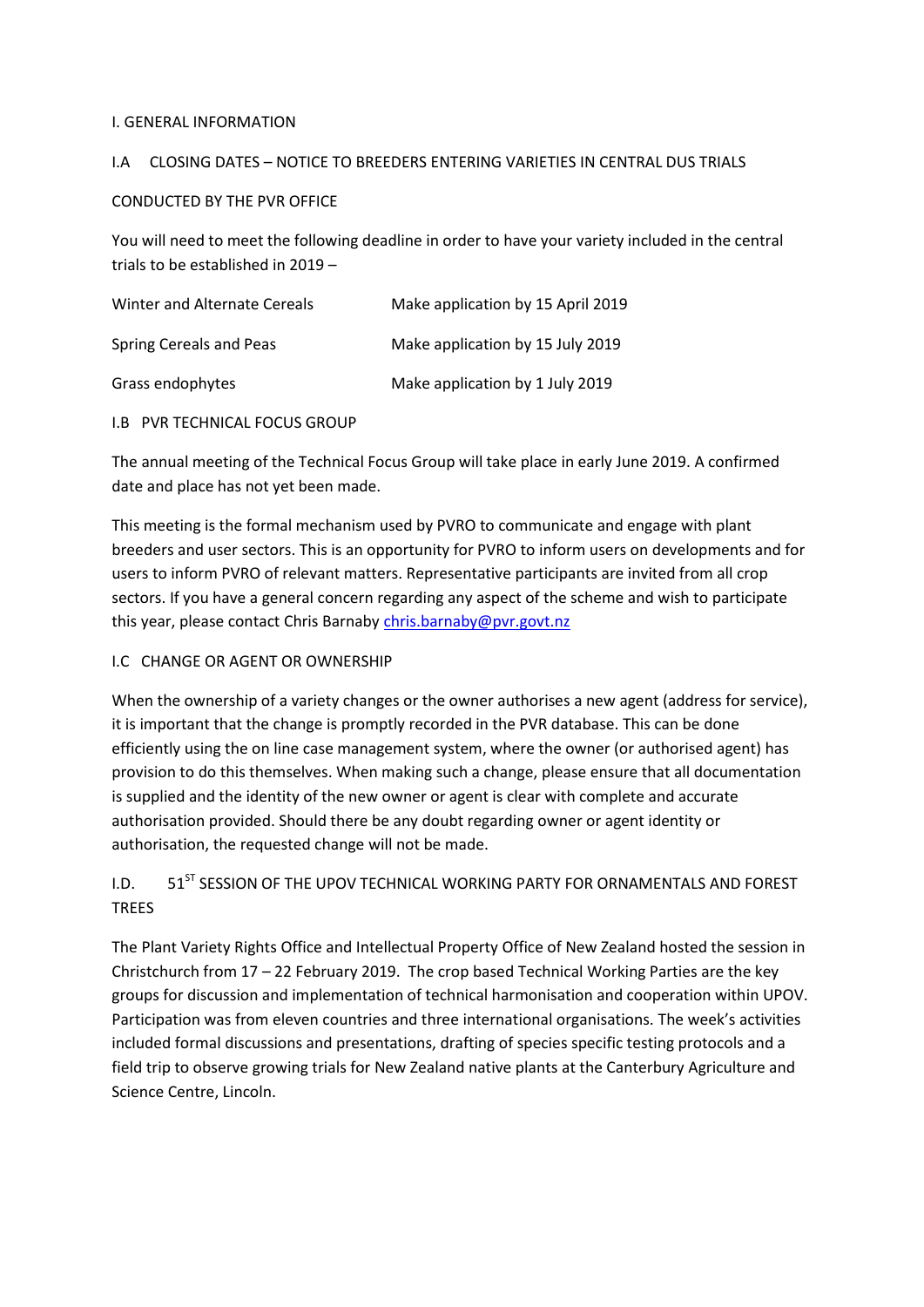# I. GENERAL INFORMATION

## I.A CLOSING DATES – NOTICE TO BREEDERS ENTERING VARIETIES IN CENTRAL DUS TRIALS CONDUCTED BY THE PVR OFFICE

You will need to meet the following deadline in order to have your variety included in the central trials to be established in 2019 –

| | |
|---|---|
| Winter and Alternate Cereals | Make application by 15 April 2019 |
| Spring Cereals and Peas | Make application by 15 July 2019 |
| Grass endophytes | Make application by 1 July 2019 |

## I.B PVR TECHNICAL FOCUS GROUP

The annual meeting of the Technical Focus Group will take place in early June 2019. A confirmed date and place has not yet been made.

This meeting is the formal mechanism used by PVRO to communicate and engage with plant breeders and user sectors. This is an opportunity for PVRO to inform users on developments and for users to inform PVRO of relevant matters. Representative participants are invited from all crop sectors. If you have a general concern regarding any aspect of the scheme and wish to participate this year, please contact Chris Barnaby chris.barnaby@pvr.govt.nz

## I.C CHANGE OR AGENT OR OWNERSHIP

When the ownership of a variety changes or the owner authorises a new agent (address for service), it is important that the change is promptly recorded in the PVR database. This can be done efficiently using the on line case management system, where the owner (or authorised agent) has provision to do this themselves. When making such a change, please ensure that all documentation is supplied and the identity of the new owner or agent is clear with complete and accurate authorisation provided. Should there be any doubt regarding owner or agent identity or authorisation, the requested change will not be made.

## I.D. 51ST SESSION OF THE UPOV TECHNICAL WORKING PARTY FOR ORNAMENTALS AND FOREST TREES

The Plant Variety Rights Office and Intellectual Property Office of New Zealand hosted the session in Christchurch from 17 – 22 February 2019. The crop based Technical Working Parties are the key groups for discussion and implementation of technical harmonisation and cooperation within UPOV. Participation was from eleven countries and three international organisations. The week's activities included formal discussions and presentations, drafting of species specific testing protocols and a field trip to observe growing trials for New Zealand native plants at the Canterbury Agriculture and Science Centre, Lincoln.